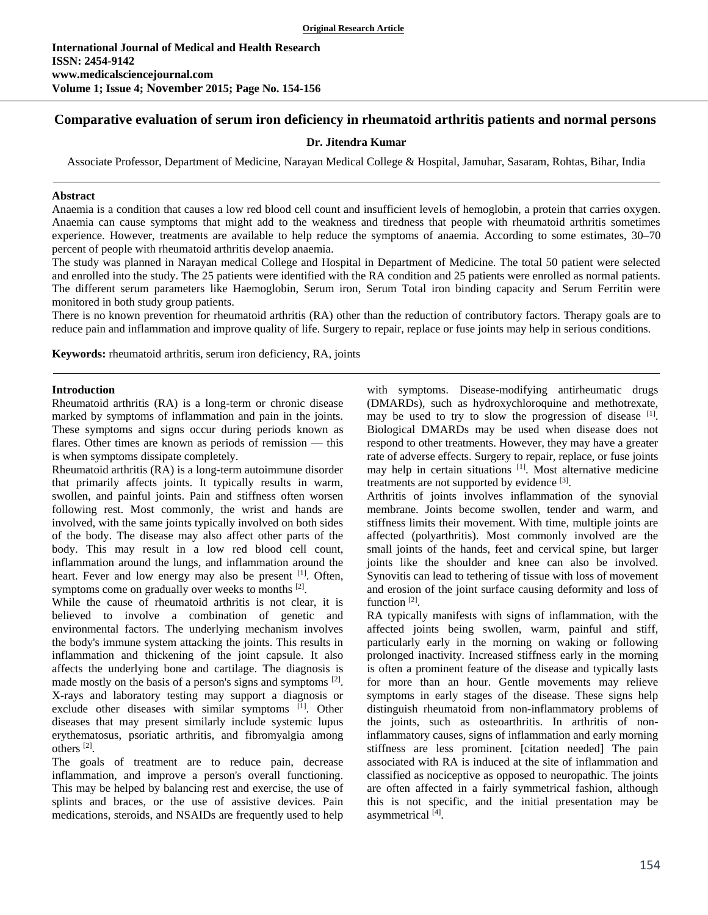Original Research Article

**International Journal of Medical and Health Research**
**ISSN: 2454-9142**
**www.medicalsciencejournal.com**
**Volume 1; Issue 4; November 2015; Page No. 154-156**

# Comparative evaluation of serum iron deficiency in rheumatoid arthritis patients and normal persons

**Dr. Jitendra Kumar**

Associate Professor, Department of Medicine, Narayan Medical College & Hospital, Jamuhar, Sasaram, Rohtas, Bihar, India

## Abstract

Anaemia is a condition that causes a low red blood cell count and insufficient levels of hemoglobin, a protein that carries oxygen. Anaemia can cause symptoms that might add to the weakness and tiredness that people with rheumatoid arthritis sometimes experience. However, treatments are available to help reduce the symptoms of anaemia. According to some estimates, 30–70 percent of people with rheumatoid arthritis develop anaemia.

The study was planned in Narayan medical College and Hospital in Department of Medicine. The total 50 patient were selected and enrolled into the study. The 25 patients were identified with the RA condition and 25 patients were enrolled as normal patients. The different serum parameters like Haemoglobin, Serum iron, Serum Total iron binding capacity and Serum Ferritin were monitored in both study group patients.

There is no known prevention for rheumatoid arthritis (RA) other than the reduction of contributory factors. Therapy goals are to reduce pain and inflammation and improve quality of life. Surgery to repair, replace or fuse joints may help in serious conditions.

**Keywords:** rheumatoid arthritis, serum iron deficiency, RA, joints

## Introduction

Rheumatoid arthritis (RA) is a long-term or chronic disease marked by symptoms of inflammation and pain in the joints. These symptoms and signs occur during periods known as flares. Other times are known as periods of remission — this is when symptoms dissipate completely.

Rheumatoid arthritis (RA) is a long-term autoimmune disorder that primarily affects joints. It typically results in warm, swollen, and painful joints. Pain and stiffness often worsen following rest. Most commonly, the wrist and hands are involved, with the same joints typically involved on both sides of the body. The disease may also affect other parts of the body. This may result in a low red blood cell count, inflammation around the lungs, and inflammation around the heart. Fever and low energy may also be present [1]. Often, symptoms come on gradually over weeks to months [2].

While the cause of rheumatoid arthritis is not clear, it is believed to involve a combination of genetic and environmental factors. The underlying mechanism involves the body's immune system attacking the joints. This results in inflammation and thickening of the joint capsule. It also affects the underlying bone and cartilage. The diagnosis is made mostly on the basis of a person's signs and symptoms [2]. X-rays and laboratory testing may support a diagnosis or exclude other diseases with similar symptoms [1]. Other diseases that may present similarly include systemic lupus erythematosus, psoriatic arthritis, and fibromyalgia among others [2].

The goals of treatment are to reduce pain, decrease inflammation, and improve a person's overall functioning. This may be helped by balancing rest and exercise, the use of splints and braces, or the use of assistive devices. Pain medications, steroids, and NSAIDs are frequently used to help with symptoms. Disease-modifying antirheumatic drugs (DMARDs), such as hydroxychloroquine and methotrexate, may be used to try to slow the progression of disease [1]. Biological DMARDs may be used when disease does not respond to other treatments. However, they may have a greater rate of adverse effects. Surgery to repair, replace, or fuse joints may help in certain situations [1]. Most alternative medicine treatments are not supported by evidence [3].

Arthritis of joints involves inflammation of the synovial membrane. Joints become swollen, tender and warm, and stiffness limits their movement. With time, multiple joints are affected (polyarthritis). Most commonly involved are the small joints of the hands, feet and cervical spine, but larger joints like the shoulder and knee can also be involved. Synovitis can lead to tethering of tissue with loss of movement and erosion of the joint surface causing deformity and loss of function [2].

RA typically manifests with signs of inflammation, with the affected joints being swollen, warm, painful and stiff, particularly early in the morning on waking or following prolonged inactivity. Increased stiffness early in the morning is often a prominent feature of the disease and typically lasts for more than an hour. Gentle movements may relieve symptoms in early stages of the disease. These signs help distinguish rheumatoid from non-inflammatory problems of the joints, such as osteoarthritis. In arthritis of non-inflammatory causes, signs of inflammation and early morning stiffness are less prominent. [citation needed] The pain associated with RA is induced at the site of inflammation and classified as nociceptive as opposed to neuropathic. The joints are often affected in a fairly symmetrical fashion, although this is not specific, and the initial presentation may be asymmetrical [4].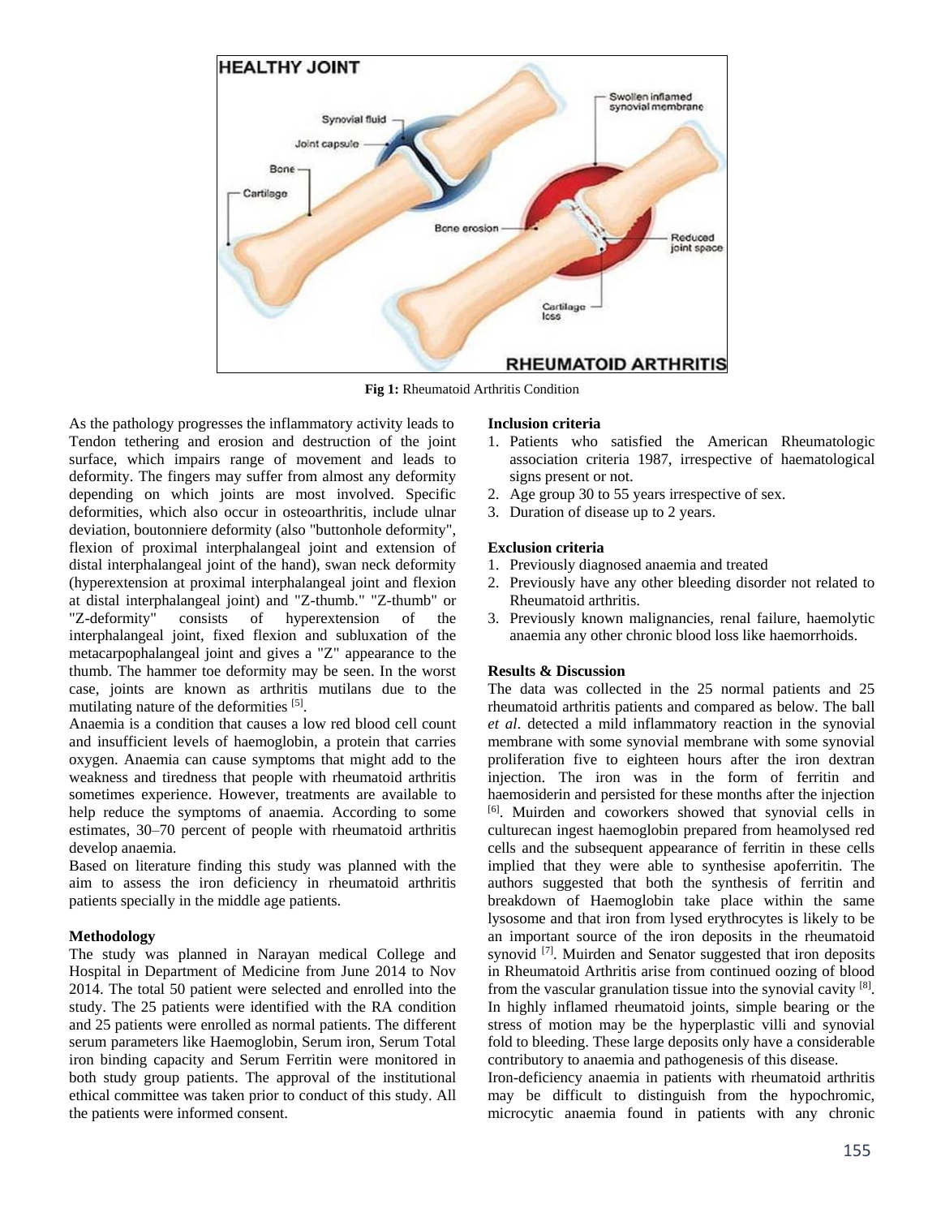Fig 1: Rheumatoid Arthritis Condition

As the pathology progresses the inflammatory activity leads to Tendon tethering and erosion and destruction of the joint surface, which impairs range of movement and leads to deformity. The fingers may suffer from almost any deformity depending on which joints are most involved. Specific deformities, which also occur in osteoarthritis, include ulnar deviation, boutonniere deformity (also "buttonhole deformity", flexion of proximal interphalangeal joint and extension of distal interphalangeal joint of the hand), swan neck deformity (hyperextension at proximal interphalangeal joint and flexion at distal interphalangeal joint) and "Z-thumb." "Z-thumb" or "Z-deformity" consists of hyperextension of the interphalangeal joint, fixed flexion and subluxation of the metacarpophalangeal joint and gives a "Z" appearance to the thumb. The hammer toe deformity may be seen. In the worst case, joints are known as arthritis mutilans due to the mutilating nature of the deformities [5].

Anaemia is a condition that causes a low red blood cell count and insufficient levels of haemoglobin, a protein that carries oxygen. Anaemia can cause symptoms that might add to the weakness and tiredness that people with rheumatoid arthritis sometimes experience. However, treatments are available to help reduce the symptoms of anaemia. According to some estimates, 30–70 percent of people with rheumatoid arthritis develop anaemia.

Based on literature finding this study was planned with the aim to assess the iron deficiency in rheumatoid arthritis patients specially in the middle age patients.

**Methodology**

The study was planned in Narayan medical College and Hospital in Department of Medicine from June 2014 to Nov 2014. The total 50 patient were selected and enrolled into the study. The 25 patients were identified with the RA condition and 25 patients were enrolled as normal patients. The different serum parameters like Haemoglobin, Serum iron, Serum Total iron binding capacity and Serum Ferritin were monitored in both study group patients. The approval of the institutional ethical committee was taken prior to conduct of this study. All the patients were informed consent.

**Inclusion criteria**

1. Patients who satisfied the American Rheumatologic association criteria 1987, irrespective of haematological signs present or not.
2. Age group 30 to 55 years irrespective of sex.
3. Duration of disease up to 2 years.

**Exclusion criteria**

1. Previously diagnosed anaemia and treated
2. Previously have any other bleeding disorder not related to Rheumatoid arthritis.
3. Previously known malignancies, renal failure, haemolytic anaemia any other chronic blood loss like haemorrhoids.

**Results & Discussion**

The data was collected in the 25 normal patients and 25 rheumatoid arthritis patients and compared as below. The ball *et al*. detected a mild inflammatory reaction in the synovial membrane with some synovial membrane with some synovial proliferation five to eighteen hours after the iron dextran injection. The iron was in the form of ferritin and haemosiderin and persisted for these months after the injection [6]. Muirden and coworkers showed that synovial cells in culturecan ingest haemoglobin prepared from heamolysed red cells and the subsequent appearance of ferritin in these cells implied that they were able to synthesise apoferritin. The authors suggested that both the synthesis of ferritin and breakdown of Haemoglobin take place within the same lysosome and that iron from lysed erythrocytes is likely to be an important source of the iron deposits in the rheumatoid synovid [7]. Muirden and Senator suggested that iron deposits in Rheumatoid Arthritis arise from continued oozing of blood from the vascular granulation tissue into the synovial cavity [8]. In highly inflamed rheumatoid joints, simple bearing or the stress of motion may be the hyperplastic villi and synovial fold to bleeding. These large deposits only have a considerable contributory to anaemia and pathogenesis of this disease.

Iron-deficiency anaemia in patients with rheumatoid arthritis may be difficult to distinguish from the hypochromic, microcytic anaemia found in patients with any chronic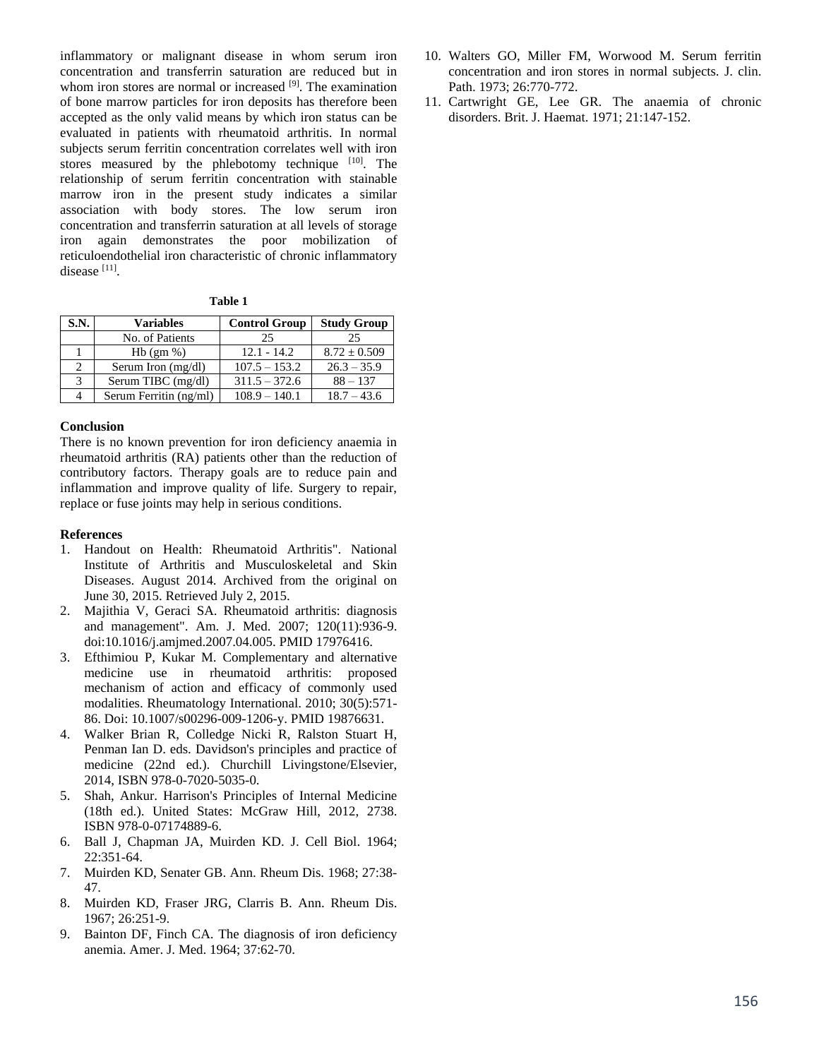inflammatory or malignant disease in whom serum iron concentration and transferrin saturation are reduced but in whom iron stores are normal or increased [9]. The examination of bone marrow particles for iron deposits has therefore been accepted as the only valid means by which iron status can be evaluated in patients with rheumatoid arthritis. In normal subjects serum ferritin concentration correlates well with iron stores measured by the phlebotomy technique [10]. The relationship of serum ferritin concentration with stainable marrow iron in the present study indicates a similar association with body stores. The low serum iron concentration and transferrin saturation at all levels of storage iron again demonstrates the poor mobilization of reticuloendothelial iron characteristic of chronic inflammatory disease [11].

**Table 1**

| S.N. | Variables | Control Group | Study Group |
|---|---|---|---|
| | No. of Patients | 25 | 25 |
| 1 | Hb (gm %) | 12.1 - 14.2 | 8.72 ± 0.509 |
| 2 | Serum Iron (mg/dl) | 107.5 – 153.2 | 26.3 – 35.9 |
| 3 | Serum TIBC (mg/dl) | 311.5 – 372.6 | 88 – 137 |
| 4 | Serum Ferritin (ng/ml) | 108.9 – 140.1 | 18.7 – 43.6 |

## Conclusion

There is no known prevention for iron deficiency anaemia in rheumatoid arthritis (RA) patients other than the reduction of contributory factors. Therapy goals are to reduce pain and inflammation and improve quality of life. Surgery to repair, replace or fuse joints may help in serious conditions.

## References

1. Handout on Health: Rheumatoid Arthritis". National Institute of Arthritis and Musculoskeletal and Skin Diseases. August 2014. Archived from the original on June 30, 2015. Retrieved July 2, 2015.
2. Majithia V, Geraci SA. Rheumatoid arthritis: diagnosis and management". Am. J. Med. 2007; 120(11):936-9. doi:10.1016/j.amjmed.2007.04.005. PMID 17976416.
3. Efthimiou P, Kukar M. Complementary and alternative medicine use in rheumatoid arthritis: proposed mechanism of action and efficacy of commonly used modalities. Rheumatology International. 2010; 30(5):571-86. Doi: 10.1007/s00296-009-1206-y. PMID 19876631.
4. Walker Brian R, Colledge Nicki R, Ralston Stuart H, Penman Ian D. eds. Davidson's principles and practice of medicine (22nd ed.). Churchill Livingstone/Elsevier, 2014, ISBN 978-0-7020-5035-0.
5. Shah, Ankur. Harrison's Principles of Internal Medicine (18th ed.). United States: McGraw Hill, 2012, 2738. ISBN 978-0-07174889-6.
6. Ball J, Chapman JA, Muirden KD. J. Cell Biol. 1964; 22:351-64.
7. Muirden KD, Senater GB. Ann. Rheum Dis. 1968; 27:38-47.
8. Muirden KD, Fraser JRG, Clarris B. Ann. Rheum Dis. 1967; 26:251-9.
9. Bainton DF, Finch CA. The diagnosis of iron deficiency anemia. Amer. J. Med. 1964; 37:62-70.
10. Walters GO, Miller FM, Worwood M. Serum ferritin concentration and iron stores in normal subjects. J. clin. Path. 1973; 26:770-772.
11. Cartwright GE, Lee GR. The anaemia of chronic disorders. Brit. J. Haemat. 1971; 21:147-152.